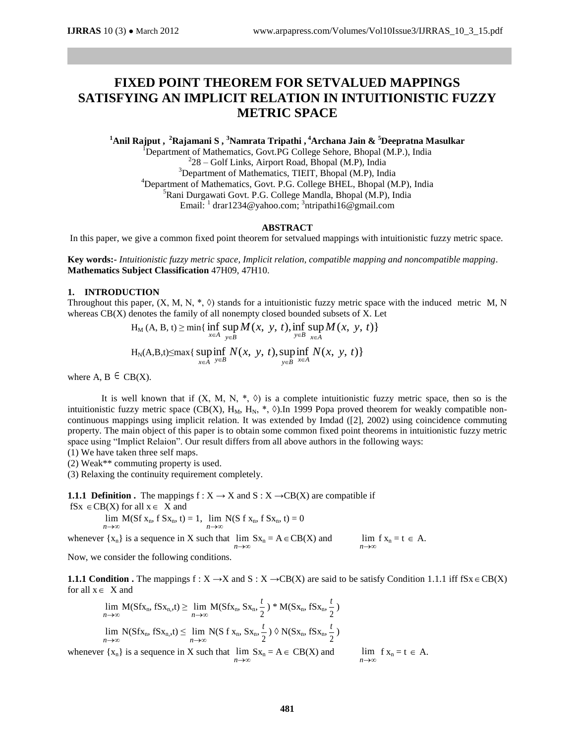# FIXED POINT THEOREM FOR SETVALUED MAPPINGS SATISFYING AN IMPLICIT RELATION IN INTUITIONISTIC FUZZY METRIC SPACE

**[1]Anil Rajput , [2]Rajamani S , [3]Namrata Tripathi , [4]Archana Jain & [5]Deepratna Masulkar**

[1]Department of Mathematics, Govt.PG College Sehore, Bhopal (M.P.), India
[2]28 – Golf Links, Airport Road, Bhopal (M.P), India
[3]Department of Mathematics, TIEIT, Bhopal (M.P), India
[4]Department of Mathematics, Govt. P.G. College BHEL, Bhopal (M.P), India
[5]Rani Durgawati Govt. P.G. College Mandla, Bhopal (M.P), India
Email: [1] drar1234@yahoo.com; [3]ntripathi16@gmail.com

## ABSTRACT

In this paper, we give a common fixed point theorem for setvalued mappings with intuitionistic fuzzy metric space.

**Key words:-** *Intuitionistic fuzzy metric space, Implicit relation, compatible mapping and noncompatible mapping*.
**Mathematics Subject Classification** 47H09, 47H10.

## 1. INTRODUCTION

Throughout this paper, (X, M, N, *, ◊) stands for a intuitionistic fuzzy metric space with the induced metric M, N whereas CB(X) denotes the family of all nonempty closed bounded subsets of X. Let

$$H_M(A, B, t) \geq \min\{\inf_{x\in A}\sup_{y\in B} M(x, y, t), \inf_{y\in B}\sup_{x\in A} M(x, y, t)\}$$

$$H_N(A,B,t) \leq \max\{\sup_{x\in A}\inf_{y\in B} N(x, y, t), \sup_{y\in B}\inf_{x\in A} N(x, y, t)\}$$

where A, B ∈ CB(X).

It is well known that if (X, M, N, *, ◊) is a complete intuitionistic fuzzy metric space, then so is the intuitionistic fuzzy metric space (CB(X), $H_M$, $H_N$, *, ◊).In 1999 Popa proved theorem for weakly compatible non-continuous mappings using implicit relation. It was extended by Imdad ([2], 2002) using coincidence commuting property. The main object of this paper is to obtain some common fixed point theorems in intuitionistic fuzzy metric space using "Implict Relaion". Our result differs from all above authors in the following ways:

(1) We have taken three self maps.
(2) Weak** commuting property is used.
(3) Relaxing the continuity requirement completely.

**1.1.1 Definition .** The mappings f : X → X and S : X →CB(X) are compatible if fSx ∈CB(X) for all x ∈ X and

$$\lim_{n\to\infty} M(Sf x_n, f Sx_n, t) = 1, \lim_{n\to\infty} N(S f x_n, f Sx_n, t) = 0$$

whenever $\{x_n\}$ is a sequence in X such that $\lim_{n\to\infty} Sx_n = A \in CB(X)$ and $\lim_{n\to\infty} f x_n = t \in A$.

Now, we consider the following conditions.

**1.1.1 Condition .** The mappings f : X →X and S : X →CB(X) are said to be satisfy Condition 1.1.1 iff fSx ∈ CB(X) for all x ∈ X and

$$\lim_{n\to\infty} M(Sfx_n, fSx_n, t) \geq \lim_{n\to\infty} M(Sfx_n, Sx_n, \frac{t}{2}) * M(Sx_n, fSx_n, \frac{t}{2})$$

$$\lim_{n\to\infty} N(Sfx_n, fSx_n, t) \leq \lim_{n\to\infty} N(S f x_n, Sx_n, \frac{t}{2}) \lozenge N(Sx_n, fSx_n, \frac{t}{2})$$

whenever $\{x_n\}$ is a sequence in X such that $\lim_{n\to\infty} Sx_n = A \in CB(X)$ and $\lim_{n\to\infty} f x_n = t \in A$.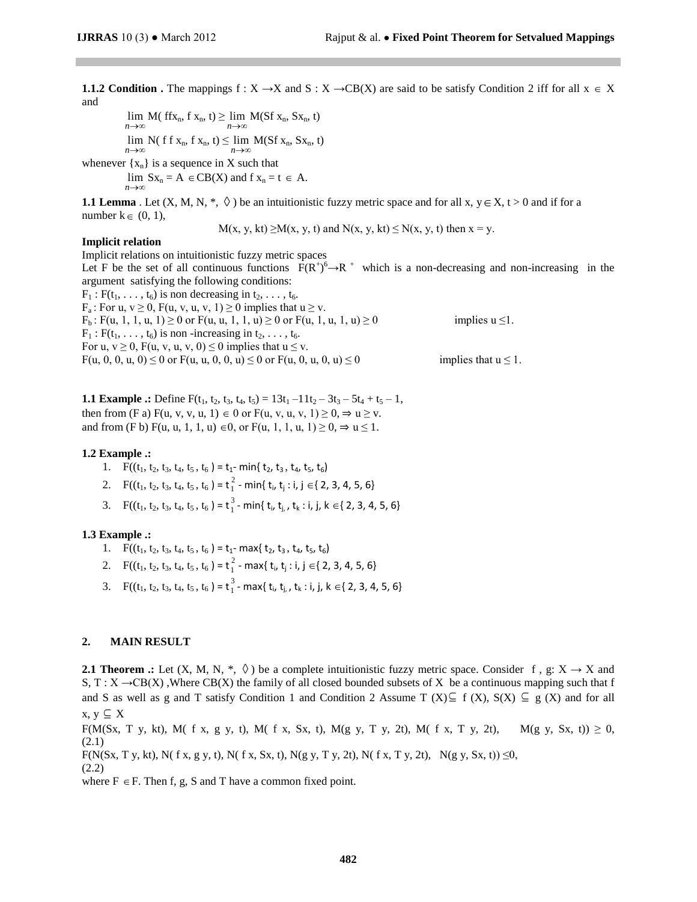**1.1.2 Condition .** The mappings $f : X \to X$ and $S : X \to CB(X)$ are said to be satisfy Condition 2 iff for all $x \in X$ and

$$\lim_{n\to\infty} M(ffx_n, f\, x_n, t) \geq \lim_{n\to\infty} M(Sf\, x_n, Sx_n, t)$$

$$\lim_{n\to\infty} N(f\, f\, x_n, f\, x_n, t) \leq \lim_{n\to\infty} M(Sf\, x_n, Sx_n, t)$$

whenever $\{x_n\}$ is a sequence in X such that

$$\lim_{n\to\infty} Sx_n = A \in CB(X) \text{ and } f\, x_n = t \in A.$$

**1.1 Lemma** . Let $(X, M, N, *, \Diamond)$ be an intuitionistic fuzzy metric space and for all $x, y \in X$, $t > 0$ and if for a number $k \in (0, 1)$,

$$M(x, y, kt) \geq M(x, y, t) \text{ and } N(x, y, kt) \leq N(x, y, t) \text{ then } x = y.$$

**Implicit relation**

Implicit relations on intuitionistic fuzzy metric spaces

Let F be the set of all continuous functions $F(R^+)^6 \to R^+$ which is a non-decreasing and non-increasing in the argument satisfying the following conditions:

$F_1$ : $F(t_1, \ldots, t_6)$ is non decreasing in $t_2, \ldots, t_6$.

$F_a$ : For $u, v \geq 0$, $F(u, v, v, u, v, 1) \geq 0$ implies that $u \geq v$.

$F_b$ : $F(u, 1, 1, u, 1) \geq 0$ or $F(u, u, 1, 1, u) \geq 0$ or $F(u, 1, u, 1, u) \geq 0$ implies $u \leq 1$.

$F_1$ : $F(t_1, \ldots, t_6)$ is non -increasing in $t_2, \ldots, t_6$.

For $u, v \geq 0$, $F(u, v, v, u, v, 0) \leq 0$ implies that $u \leq v$.

$F(u, 0, 0, u, 0) \leq 0$ or $F(u, u, 0, 0, u) \leq 0$ or $F(u, 0, u, 0, u) \leq 0$ implies that $u \leq 1$.

**1.1 Example .:** Define $F(t_1, t_2, t_3, t_4, t_5) = 13t_1 - 11t_2 - 3t_3 - 5t_4 + t_5 - 1$,
then from (F a) $F(u, v, v, u, 1) \in 0$ or $F(u, v, u, v, 1) \geq 0, \Rightarrow u \geq v$.
and from (F b) $F(u, u, 1, 1, u) \in 0$, or $F(u, 1, 1, u, 1) \geq 0, \Rightarrow u \leq 1$.

**1.2 Example .:**

1. $F((t_1, t_2, t_3, t_4, t_5, t_6) = t_1 - \min\{t_2, t_3, t_4, t_5, t_6\}$
2. $F((t_1, t_2, t_3, t_4, t_5, t_6) = t_1^2 - \min\{t_i, t_j : i, j \in \{2, 3, 4, 5, 6\}$
3. $F((t_1, t_2, t_3, t_4, t_5, t_6) = t_1^3 - \min\{t_i, t_j, t_k : i, j, k \in \{2, 3, 4, 5, 6\}$

**1.3 Example .:**

1. $F((t_1, t_2, t_3, t_4, t_5, t_6) = t_1 - \max\{t_2, t_3, t_4, t_5, t_6\}$
2. $F((t_1, t_2, t_3, t_4, t_5, t_6) = t_1^2 - \max\{t_i, t_j : i, j \in \{2, 3, 4, 5, 6\}$
3. $F((t_1, t_2, t_3, t_4, t_5, t_6) = t_1^3 - \max\{t_i, t_j, t_k : i, j, k \in \{2, 3, 4, 5, 6\}$

## 2. MAIN RESULT

**2.1 Theorem .:** Let $(X, M, N, *, \Diamond)$ be a complete intuitionistic fuzzy metric space. Consider $f, g: X \to X$ and $S, T : X \to CB(X)$ ,Where CB(X) the family of all closed bounded subsets of X be a continuous mapping such that f and S as well as g and T satisfy Condition 1 and Condition 2 Assume $T(X) \subseteq f(X)$, $S(X) \subseteq g(X)$ and for all $x, y \subseteq X$

$$F(M(Sx, T\, y, kt), M(f\, x, g\, y, t), M(f\, x, Sx, t), M(g\, y, T\, y, 2t), M(f\, x, T\, y, 2t), M(g\, y, Sx, t)) \geq 0, \quad (2.1)$$

$$F(N(Sx, T\, y, kt), N(f\, x, g\, y, t), N(f\, x, Sx, t), N(g\, y, T\, y, 2t), N(f\, x, T\, y, 2t), N(g\, y, Sx, t)) \leq 0, \quad (2.2)$$

where $F \in F$. Then f, g, S and T have a common fixed point.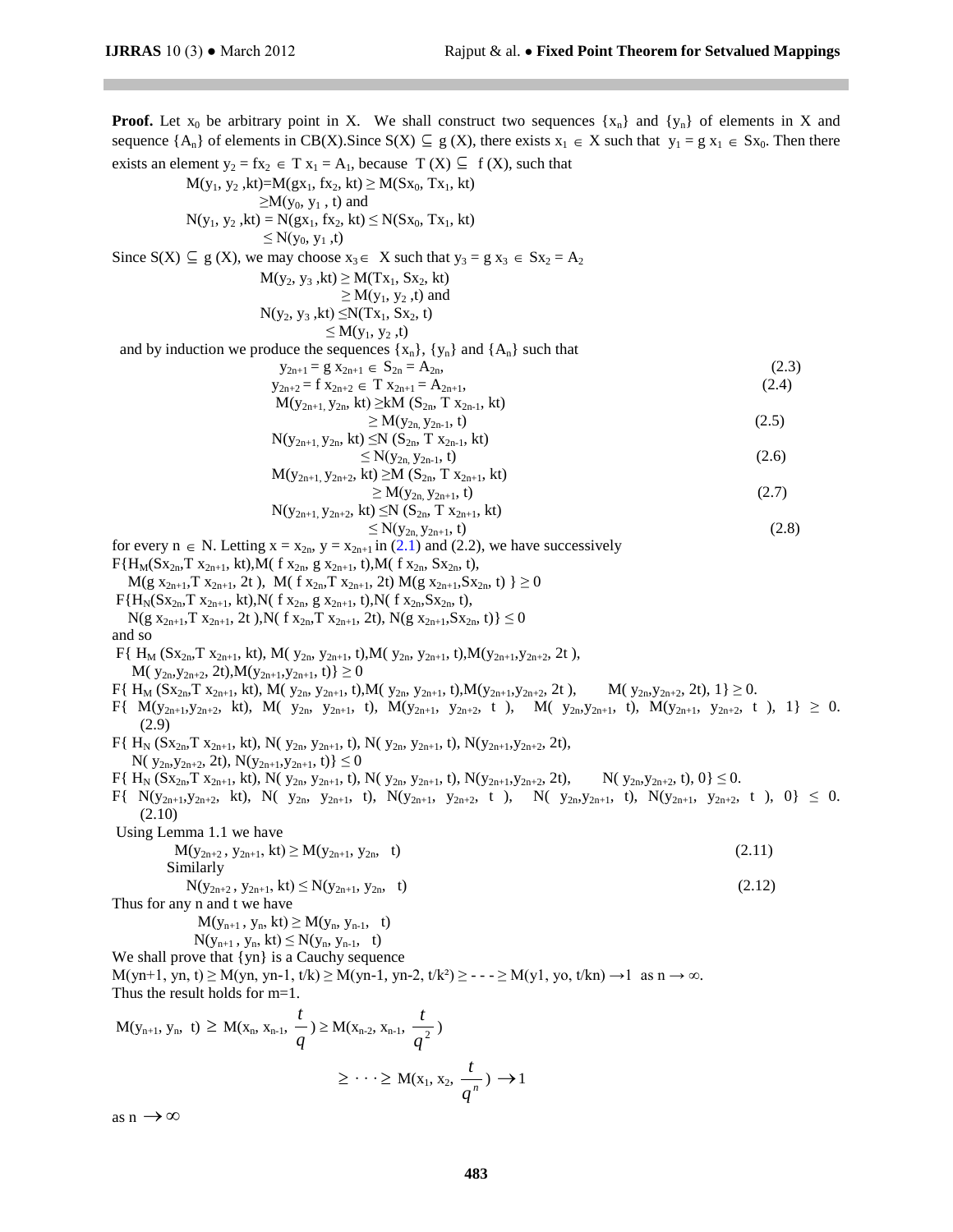**Proof.** Let $x_0$ be arbitrary point in X. We shall construct two sequences $\{x_n\}$ and $\{y_n\}$ of elements in X and sequence $\{A_n\}$ of elements in CB(X).Since $S(X) \subseteq g(X)$, there exists $x_1 \in X$ such that $y_1 = g x_1 \in Sx_0$. Then there exists an element $y_2 = fx_2 \in T x_1 = A_1$, because $T(X) \subseteq f(X)$, such that

$$M(y_1, y_2, kt)=M(gx_1, fx_2, kt) \geq M(Sx_0, Tx_1, kt)$$
$$\geq M(y_0, y_1, t) \text{ and}$$
$$N(y_1, y_2, kt) = N(gx_1, fx_2, kt) \leq N(Sx_0, Tx_1, kt)$$
$$\leq N(y_0, y_1, t)$$

Since $S(X) \subseteq g(X)$, we may choose $x_3 \in X$ such that $y_3 = g x_3 \in Sx_2 = A_2$

$$M(y_2, y_3, kt) \geq M(Tx_1, Sx_2, kt)$$
$$\geq M(y_1, y_2, t) \text{ and}$$
$$N(y_2, y_3, kt) \leq N(Tx_1, Sx_2, t)$$
$$\leq M(y_1, y_2, t)$$

and by induction we produce the sequences $\{x_n\}$, $\{y_n\}$ and $\{A_n\}$ such that

$$y_{2n+1} = g x_{2n+1} \in S_{2n} = A_{2n}, \tag{2.3}$$
$$y_{2n+2} = f x_{2n+2} \in T x_{2n+1} = A_{2n+1}, \tag{2.4}$$
$$M(y_{2n+1}, y_{2n}, kt) \geq kM(S_{2n}, T x_{2n-1}, kt)$$
$$\geq M(y_{2n}, y_{2n-1}, t) \tag{2.5}$$
$$N(y_{2n+1}, y_{2n}, kt) \leq N(S_{2n}, T x_{2n-1}, kt)$$
$$\leq N(y_{2n}, y_{2n-1}, t) \tag{2.6}$$
$$M(y_{2n+1}, y_{2n+2}, kt) \geq M(S_{2n}, T x_{2n+1}, kt)$$
$$\geq M(y_{2n}, y_{2n+1}, t) \tag{2.7}$$
$$N(y_{2n+1}, y_{2n+2}, kt) \leq N(S_{2n}, T x_{2n+1}, kt)$$
$$\leq N(y_{2n}, y_{2n+1}, t) \tag{2.8}$$

for every $n \in N$. Letting $x = x_{2n}$, $y = x_{2n+1}$ in (2.1) and (2.2), we have successively

$F\{H_M(Sx_{2n},T x_{2n+1}, kt),M( f x_{2n}, g x_{2n+1}, t),M( f x_{2n}, Sx_{2n}, t),$
$M(g x_{2n+1},T x_{2n+1}, 2t ),\ M( f x_{2n},T x_{2n+1}, 2t) M(g x_{2n+1},Sx_{2n}, t) \} \geq 0$

$F\{H_N(Sx_{2n},T x_{2n+1}, kt),N( f x_{2n}, g x_{2n+1}, t),N( f x_{2n},Sx_{2n}, t),$
$N(g x_{2n+1},T x_{2n+1}, 2t ),N( f x_{2n},T x_{2n+1}, 2t), N(g x_{2n+1},Sx_{2n}, t)\} \leq 0$

and so

$F\{ H_M (Sx_{2n},T x_{2n+1}, kt), M( y_{2n}, y_{2n+1}, t),M( y_{2n}, y_{2n+1}, t),M(y_{2n+1},y_{2n+2}, 2t ),$
$M( y_{2n},y_{2n+2}, 2t),M(y_{2n+1},y_{2n+1}, t)\} \geq 0$

$F\{ H_M (Sx_{2n},T x_{2n+1}, kt), M( y_{2n}, y_{2n+1}, t),M( y_{2n}, y_{2n+1}, t),M(y_{2n+1},y_{2n+2}, 2t ),\quad M( y_{2n},y_{2n+2}, 2t), 1\} \geq 0.$

$$F\{ M(y_{2n+1},y_{2n+2}, kt), M( y_{2n}, y_{2n+1}, t), M(y_{2n+1}, y_{2n+2}, t ), M( y_{2n},y_{2n+1}, t), M(y_{2n+1}, y_{2n+2}, t ), 1\} \geq 0. \tag{2.9}$$

$F\{ H_N (Sx_{2n},T x_{2n+1}, kt), N( y_{2n}, y_{2n+1}, t), N( y_{2n}, y_{2n+1}, t), N(y_{2n+1},y_{2n+2}, 2t),$
$N( y_{2n},y_{2n+2}, 2t), N(y_{2n+1},y_{2n+1}, t)\} \leq 0$

$F\{ H_N (Sx_{2n},T x_{2n+1}, kt), N( y_{2n}, y_{2n+1}, t), N( y_{2n}, y_{2n+1}, t), N(y_{2n+1},y_{2n+2}, 2t),\quad N( y_{2n},y_{2n+2}, t), 0\} \leq 0.$

$$F\{ N(y_{2n+1},y_{2n+2}, kt), N( y_{2n}, y_{2n+1}, t), N(y_{2n+1}, y_{2n+2}, t ), N( y_{2n},y_{2n+1}, t), N(y_{2n+1}, y_{2n+2}, t ), 0\} \leq 0. \tag{2.10}$$

Using Lemma 1.1 we have

$$M(y_{2n+2}, y_{2n+1}, kt) \geq M(y_{2n+1}, y_{2n}, t) \tag{2.11}$$

Similarly

$$N(y_{2n+2}, y_{2n+1}, kt) \leq N(y_{2n+1}, y_{2n}, t) \tag{2.12}$$

Thus for any n and t we have

$$M(y_{n+1}, y_n, kt) \geq M(y_n, y_{n-1}, t)$$
$$N(y_{n+1}, y_n, kt) \leq N(y_n, y_{n-1}, t)$$

We shall prove that {yn} is a Cauchy sequence

$M(yn+1, yn, t) \geq M(yn, yn-1, t/k) \geq M(yn-1, yn-2, t/k^2) \geq - - - \geq M(y1, yo, t/kn) \rightarrow 1$ as $n \rightarrow \infty$.

Thus the result holds for m=1.

$$M(y_{n+1}, y_n, t) \geq M(x_n, x_{n-1}, \frac{t}{q}) \geq M(x_{n-2}, x_{n-1}, \frac{t}{q^2})$$
$$\geq \cdots \geq M(x_1, x_2, \frac{t}{q^n}) \rightarrow 1$$

as $n \rightarrow \infty$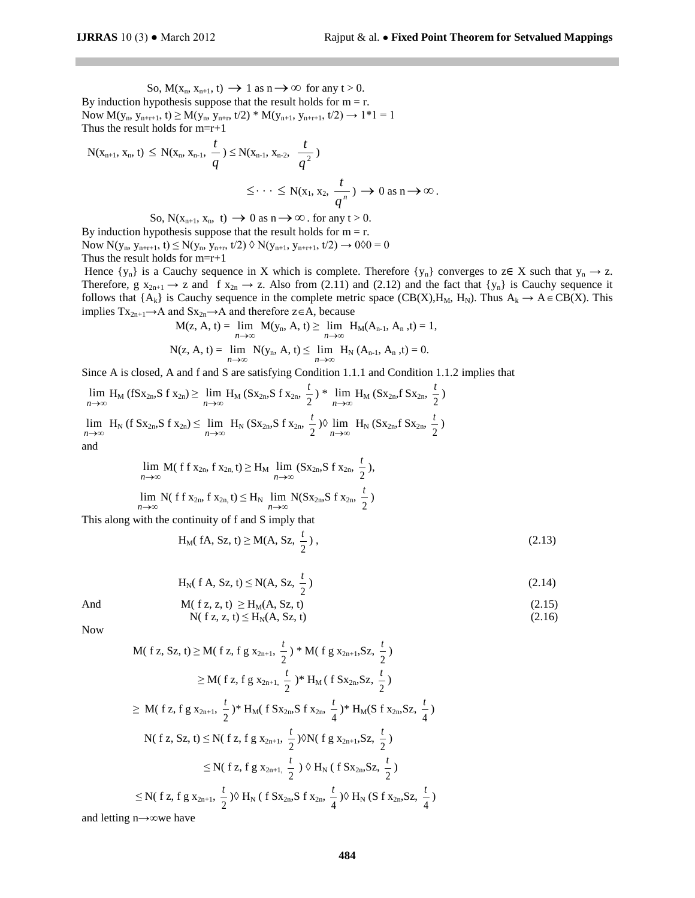So, $M(x_n, x_{n+1}, t) \to 1$ as $n \to \infty$ for any $t > 0$.

By induction hypothesis suppose that the result holds for $m = r$.

Now $M(y_n, y_{n+r+1}, t) \geq M(y_n, y_{n+r}, t/2) * M(y_{n+1}, y_{n+r+1}, t/2) \to 1*1 = 1$

Thus the result holds for $m=r+1$

$$N(x_{n+1}, x_n, t) \leq N(x_n, x_{n-1}, \frac{t}{q}) \leq N(x_{n-1}, x_{n-2}, \frac{t}{q^2})$$

$$\leq \cdots \leq N(x_1, x_2, \frac{t}{q^n}) \to 0 \text{ as } n \to \infty.$$

So, $N(x_{n+1}, x_n, t) \to 0$ as $n \to \infty$. for any $t > 0$.

By induction hypothesis suppose that the result holds for $m = r$.

Now $N(y_n, y_{n+r+1}, t) \leq N(y_n, y_{n+r}, t/2) \lozenge N(y_{n+1}, y_{n+r+1}, t/2) \to 0 \lozenge 0 = 0$

Thus the result holds for $m=r+1$

Hence $\{y_n\}$ is a Cauchy sequence in X which is complete. Therefore $\{y_n\}$ converges to $z \in X$ such that $y_n \to z$. Therefore, $g\, x_{2n+1} \to z$ and $f\, x_{2n} \to z$. Also from (2.11) and (2.12) and the fact that $\{y_n\}$ is Cauchy sequence it follows that $\{A_k\}$ is Cauchy sequence in the complete metric space $(CB(X), H_M, H_N)$. Thus $A_k \to A \in CB(X)$. This implies $Tx_{2n+1} \to A$ and $Sx_{2n} \to A$ and therefore $z \in A$, because

$$M(z, A, t) = \lim_{n\to\infty} M(y_n, A, t) \geq \lim_{n\to\infty} H_M(A_{n-1}, A_n, t) = 1,$$

$$N(z, A, t) = \lim_{n\to\infty} N(y_n, A, t) \leq \lim_{n\to\infty} H_N(A_{n-1}, A_n, t) = 0.$$

Since A is closed, A and f and S are satisfying Condition 1.1.1 and Condition 1.1.2 implies that

$$\lim_{n\to\infty} H_M(fSx_{2n}, S\, f\, x_{2n}) \geq \lim_{n\to\infty} H_M(Sx_{2n}, S\, f\, x_{2n}, \frac{t}{2}) * \lim_{n\to\infty} H_M(Sx_{2n}, f\, Sx_{2n}, \frac{t}{2})$$

$$\lim_{n\to\infty} H_N(f\, Sx_{2n}, S\, f\, x_{2n}) \leq \lim_{n\to\infty} H_N(Sx_{2n}, S\, f\, x_{2n}, \frac{t}{2}) \lozenge \lim_{n\to\infty} H_N(Sx_{2n}, f\, Sx_{2n}, \frac{t}{2})$$

and

$$\lim_{n\to\infty} M(f\, f\, x_{2n}, f\, x_{2n}, t) \geq H_M \lim_{n\to\infty} (Sx_{2n}, S\, f\, x_{2n}, \frac{t}{2}),$$

$$\lim_{n\to\infty} N(f\, f\, x_{2n}, f\, x_{2n}, t) \leq H_N \lim_{n\to\infty} N(Sx_{2n}, S\, f\, x_{2n}, \frac{t}{2})$$

This along with the continuity of f and S imply that

$$H_M(fA, Sz, t) \geq M(A, Sz, \frac{t}{2}), \tag{2.13}$$

$$H_N(f\, A, Sz, t) \leq N(A, Sz, \frac{t}{2}) \tag{2.14}$$

And

$$M(f\, z, z, t) \geq H_M(A, Sz, t) \tag{2.15}$$

$$N(f\, z, z, t) \leq H_N(A, Sz, t) \tag{2.16}$$

Now

$$M(f\, z, Sz, t) \geq M(f\, z, f\, g\, x_{2n+1}, \frac{t}{2}) * M(f\, g\, x_{2n+1}, Sz, \frac{t}{2})$$

$$\geq M(f\, z, f\, g\, x_{2n+1}, \frac{t}{2}) * H_M(f\, Sx_{2n}, Sz, \frac{t}{2})$$

$$\geq M(f\, z, f\, g\, x_{2n+1}, \frac{t}{2}) * H_M(f\, Sx_{2n}, S\, f\, x_{2n}, \frac{t}{4}) * H_M(S\, f\, x_{2n}, Sz, \frac{t}{4})$$

$$N(f\, z, Sz, t) \leq N(f\, z, f\, g\, x_{2n+1}, \frac{t}{2}) \lozenge N(f\, g\, x_{2n+1}, Sz, \frac{t}{2})$$

$$\leq N(f\, z, f\, g\, x_{2n+1}, \frac{t}{2}) \lozenge H_N(f\, Sx_{2n}, Sz, \frac{t}{2})$$

$$\leq N(f\, z, f\, g\, x_{2n+1}, \frac{t}{2}) \lozenge H_N(f\, Sx_{2n}, S\, f\, x_{2n}, \frac{t}{4}) \lozenge H_N(S\, f\, x_{2n}, Sz, \frac{t}{4})$$

and letting $n \to \infty$ we have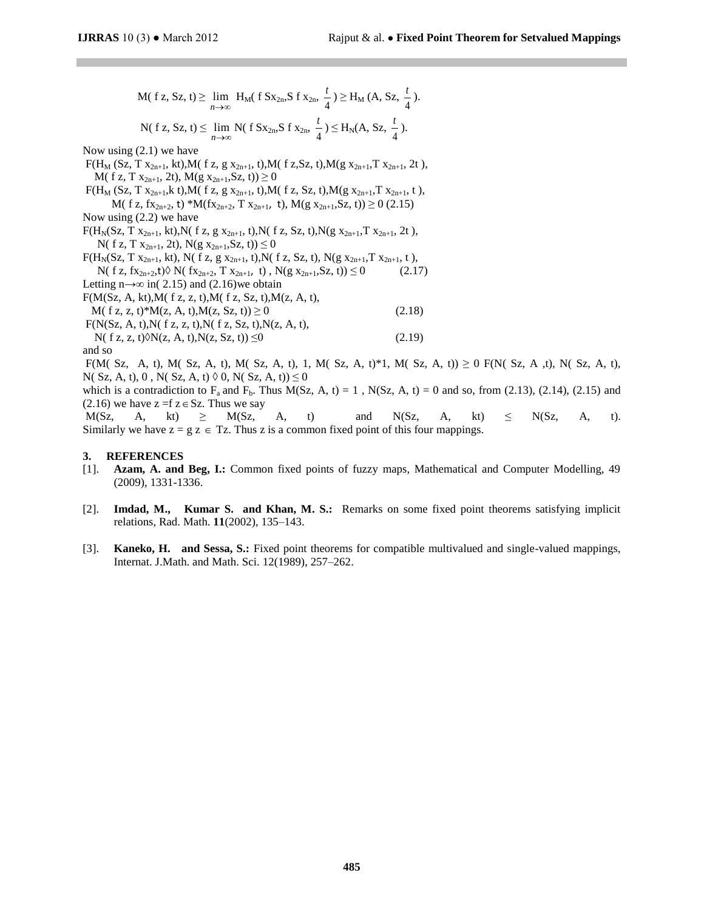$$M(fz, Sz, t) \geq \lim_{n\to\infty} H_M(fSx_{2n}, Sfx_{2n}, \frac{t}{4}) \geq H_M(A, Sz, \frac{t}{4}).$$

$$N(fz, Sz, t) \leq \lim_{n\to\infty} N(fSx_{2n}, Sfx_{2n}, \frac{t}{4}) \leq H_N(A, Sz, \frac{t}{4}).$$

Now using (2.1) we have

$F(H_M(Sz, Tx_{2n+1}, kt), M(fz, gx_{2n+1}, t), M(fz, Sz, t), M(gx_{2n+1}, Tx_{2n+1}, 2t),$
$M(fz, Tx_{2n+1}, 2t), M(gx_{2n+1}, Sz, t)) \geq 0$

$F(H_M(Sz, Tx_{2n+1}, kt), M(fz, gx_{2n+1}, t), M(fz, Sz, t), M(gx_{2n+1}, Tx_{2n+1}, t),$
$M(fz, fx_{2n+2}, t) * M(fx_{2n+2}, Tx_{2n+1}, t), M(gx_{2n+1}, Sz, t)) \geq 0$ (2.15)

Now using (2.2) we have

$F(H_N(Sz, Tx_{2n+1}, kt), N(fz, gx_{2n+1}, t), N(fz, Sz, t), N(gx_{2n+1}, Tx_{2n+1}, 2t),$
$N(fz, Tx_{2n+1}, 2t), N(gx_{2n+1}, Sz, t)) \leq 0$

$F(H_N(Sz, Tx_{2n+1}, kt), N(fz, gx_{2n+1}, t), N(fz, Sz, t), N(gx_{2n+1}, Tx_{2n+1}, t),$
$N(fz, fx_{2n+2}, t) \Diamond N(fx_{2n+2}, Tx_{2n+1}, t), N(gx_{2n+1}, Sz, t)) \leq 0$ (2.17)

Letting $n\to\infty$ in( 2.15) and (2.16)we obtain

$F(M(Sz, A, kt), M(fz, z, t), M(fz, Sz, t), M(z, A, t),$
$M(fz, z, t) * M(z, A, t), M(z, Sz, t)) \geq 0$ (2.18)

$F(N(Sz, A, t), N(fz, z, t), N(fz, Sz, t), N(z, A, t),$
$N(fz, z, t) \Diamond N(z, A, t), N(z, Sz, t)) \leq 0$ (2.19)

and so

$F(M(Sz, A, t), M(Sz, A, t), M(Sz, A, t), 1, M(Sz, A, t)*1, M(Sz, A, t)) \geq 0$ $F(N(Sz, A, t), N(Sz, A, t), N(Sz, A, t), 0, N(Sz, A, t) \Diamond 0, N(Sz, A, t)) \leq 0$

which is a contradiction to $F_a$ and $F_b$. Thus $M(Sz, A, t) = 1$, $N(Sz, A, t) = 0$ and so, from (2.13), (2.14), (2.15) and (2.16) we have $z = fz \in Sz$. Thus we say

$M(Sz, A, kt) \geq M(Sz, A, t)$ and $N(Sz, A, kt) \leq N(Sz, A, t)$.

Similarly we have $z = gz \in Tz$. Thus z is a common fixed point of this four mappings.

## 3. REFERENCES

[1]. **Azam, A. and Beg, I.:** Common fixed points of fuzzy maps, Mathematical and Computer Modelling, 49 (2009), 1331-1336.

[2]. **Imdad, M., Kumar S. and Khan, M. S.:** Remarks on some fixed point theorems satisfying implicit relations, Rad. Math. **11**(2002), 135–143.

[3]. **Kaneko, H. and Sessa, S.:** Fixed point theorems for compatible multivalued and single-valued mappings, Internat. J.Math. and Math. Sci. 12(1989), 257–262.